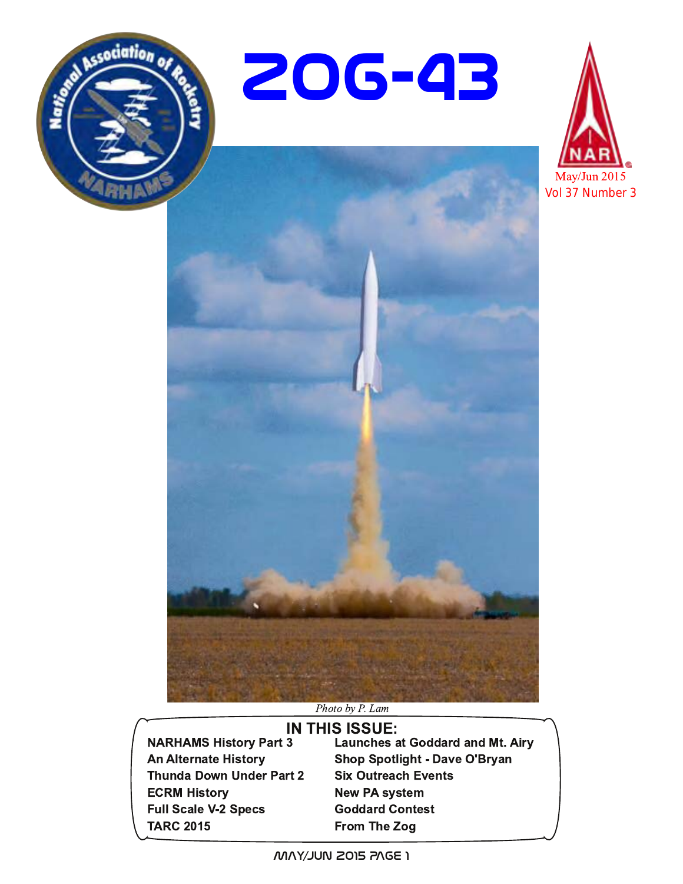# ZOG-43

May/Jun 2015
Vol 37 Number 3

*Photo by P. Lam*

## IN THIS ISSUE:

- NARHAMS History Part 3
- An Alternate History
- Thunda Down Under Part 2
- ECRM History
- Full Scale V-2 Specs
- TARC 2015
- Launches at Goddard and Mt. Airy
- Shop Spotlight - Dave O'Bryan
- Six Outreach Events
- New PA system
- Goddard Contest
- From The Zog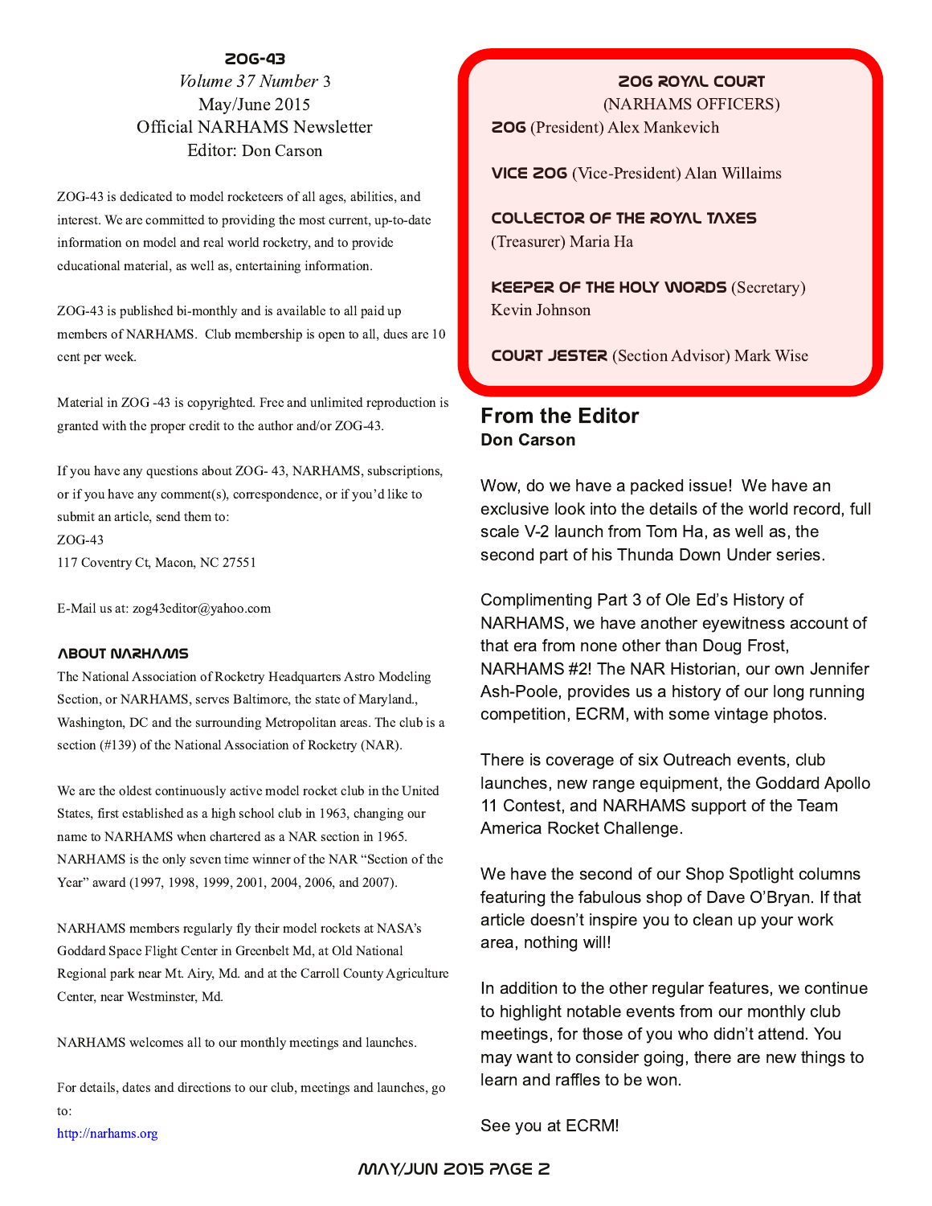## ZOG-43

*Volume 37 Number* 3
May/June 2015
Official NARHAMS Newsletter
Editor: Don Carson

ZOG-43 is dedicated to model rocketeers of all ages, abilities, and interest. We are committed to providing the most current, up-to-date information on model and real world rocketry, and to provide educational material, as well as, entertaining information.

ZOG-43 is published bi-monthly and is available to all paid up members of NARHAMS. Club membership is open to all, dues are 10 cent per week.

Material in ZOG -43 is copyrighted. Free and unlimited reproduction is granted with the proper credit to the author and/or ZOG-43.

If you have any questions about ZOG- 43, NARHAMS, subscriptions, or if you have any comment(s), correspondence, or if you'd like to submit an article, send them to:
ZOG-43
117 Coventry Ct, Macon, NC 27551

E-Mail us at: zog43editor@yahoo.com

### ABOUT NARHAMS

The National Association of Rocketry Headquarters Astro Modeling Section, or NARHAMS, serves Baltimore, the state of Maryland., Washington, DC and the surrounding Metropolitan areas. The club is a section (#139) of the National Association of Rocketry (NAR).

We are the oldest continuously active model rocket club in the United States, first established as a high school club in 1963, changing our name to NARHAMS when chartered as a NAR section in 1965. NARHAMS is the only seven time winner of the NAR "Section of the Year" award (1997, 1998, 1999, 2001, 2004, 2006, and 2007).

NARHAMS members regularly fly their model rockets at NASA's Goddard Space Flight Center in Greenbelt Md, at Old National Regional park near Mt. Airy, Md. and at the Carroll County Agriculture Center, near Westminster, Md.

NARHAMS welcomes all to our monthly meetings and launches.

For details, dates and directions to our club, meetings and launches, go to:
http://narhams.org

### ZOG ROYAL COURT
(NARHAMS OFFICERS)

**ZOG** (President) Alex Mankevich

**VICE ZOG** (Vice-President) Alan Willaims

**COLLECTOR OF THE ROYAL TAXES** (Treasurer) Maria Ha

**KEEPER OF THE HOLY WORDS** (Secretary) Kevin Johnson

**COURT JESTER** (Section Advisor) Mark Wise

## From the Editor
**Don Carson**

Wow, do we have a packed issue! We have an exclusive look into the details of the world record, full scale V-2 launch from Tom Ha, as well as, the second part of his Thunda Down Under series.

Complimenting Part 3 of Ole Ed's History of NARHAMS, we have another eyewitness account of that era from none other than Doug Frost, NARHAMS #2! The NAR Historian, our own Jennifer Ash-Poole, provides us a history of our long running competition, ECRM, with some vintage photos.

There is coverage of six Outreach events, club launches, new range equipment, the Goddard Apollo 11 Contest, and NARHAMS support of the Team America Rocket Challenge.

We have the second of our Shop Spotlight columns featuring the fabulous shop of Dave O'Bryan. If that article doesn't inspire you to clean up your work area, nothing will!

In addition to the other regular features, we continue to highlight notable events from our monthly club meetings, for those of you who didn't attend. You may want to consider going, there are new things to learn and raffles to be won.

See you at ECRM!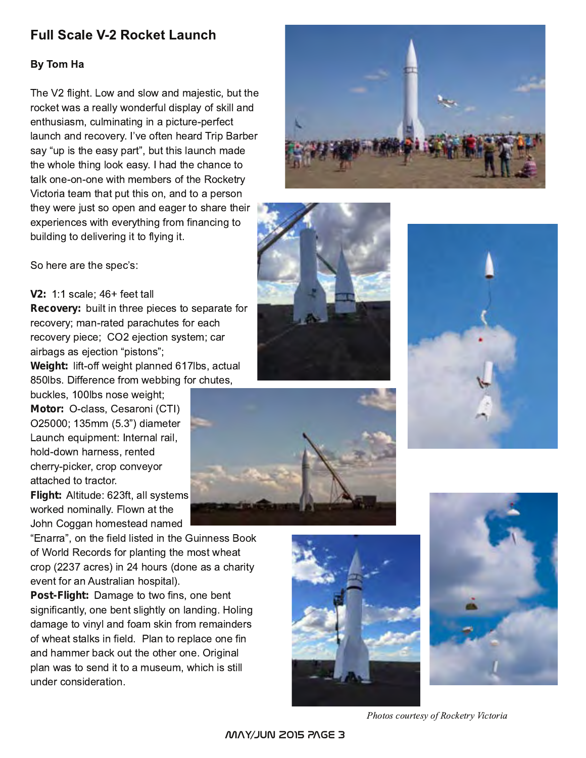## Full Scale V-2 Rocket Launch

**By Tom Ha**

The V2 flight. Low and slow and majestic, but the rocket was a really wonderful display of skill and enthusiasm, culminating in a picture-perfect launch and recovery. I've often heard Trip Barber say "up is the easy part", but this launch made the whole thing look easy. I had the chance to talk one-on-one with members of the Rocketry Victoria team that put this on, and to a person they were just so open and eager to share their experiences with everything from financing to building to delivering it to flying it.

So here are the spec's:

**V2:** 1:1 scale; 46+ feet tall
**Recovery:** built in three pieces to separate for recovery; man-rated parachutes for each recovery piece; $CO_2$ ejection system; car airbags as ejection "pistons";
**Weight:** lift-off weight planned 617lbs, actual 850lbs. Difference from webbing for chutes, buckles, 100lbs nose weight;
**Motor:** O-class, Cesaroni (CTI) O25000; 135mm (5.3") diameter
Launch equipment: Internal rail, hold-down harness, rented cherry-picker, crop conveyor attached to tractor.
**Flight:** Altitude: 623ft, all systems worked nominally. Flown at the John Coggan homestead named "Enarra", on the field listed in the Guinness Book of World Records for planting the most wheat crop (2237 acres) in 24 hours (done as a charity event for an Australian hospital).
**Post-Flight:** Damage to two fins, one bent significantly, one bent slightly on landing. Holing damage to vinyl and foam skin from remainders of wheat stalks in field. Plan to replace one fin and hammer back out the other one. Original plan was to send it to a museum, which is still under consideration.

*Photos courtesy of Rocketry Victoria*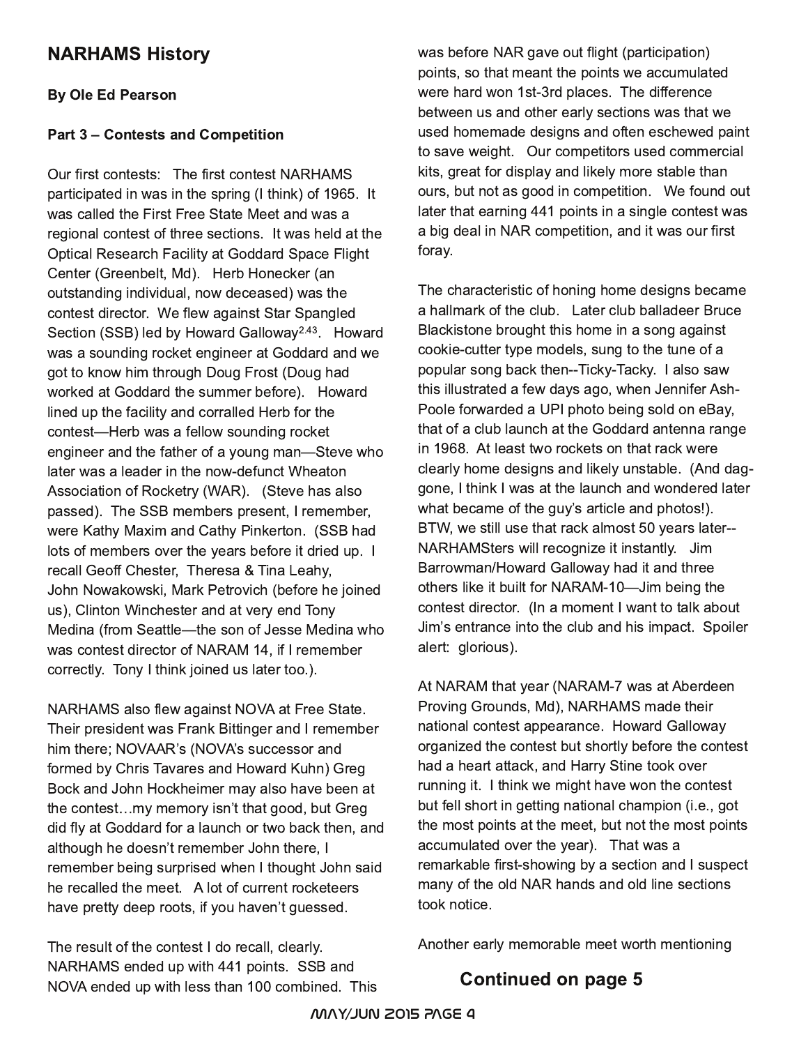## NARHAMS History

**By Ole Ed Pearson**

**Part 3 – Contests and Competition**

Our first contests: The first contest NARHAMS participated in was in the spring (I think) of 1965. It was called the First Free State Meet and was a regional contest of three sections. It was held at the Optical Research Facility at Goddard Space Flight Center (Greenbelt, Md). Herb Honecker (an outstanding individual, now deceased) was the contest director. We flew against Star Spangled Section (SSB) led by Howard Galloway[2,43]. Howard was a sounding rocket engineer at Goddard and we got to know him through Doug Frost (Doug had worked at Goddard the summer before). Howard lined up the facility and corralled Herb for the contest—Herb was a fellow sounding rocket engineer and the father of a young man—Steve who later was a leader in the now-defunct Wheaton Association of Rocketry (WAR). (Steve has also passed). The SSB members present, I remember, were Kathy Maxim and Cathy Pinkerton. (SSB had lots of members over the years before it dried up. I recall Geoff Chester, Theresa & Tina Leahy, John Nowakowski, Mark Petrovich (before he joined us), Clinton Winchester and at very end Tony Medina (from Seattle—the son of Jesse Medina who was contest director of NARAM 14, if I remember correctly. Tony I think joined us later too.).

NARHAMS also flew against NOVA at Free State. Their president was Frank Bittinger and I remember him there; NOVAAR's (NOVA's successor and formed by Chris Tavares and Howard Kuhn) Greg Bock and John Hockheimer may also have been at the contest…my memory isn't that good, but Greg did fly at Goddard for a launch or two back then, and although he doesn't remember John there, I remember being surprised when I thought John said he recalled the meet. A lot of current rocketeers have pretty deep roots, if you haven't guessed.

The result of the contest I do recall, clearly. NARHAMS ended up with 441 points. SSB and NOVA ended up with less than 100 combined. This was before NAR gave out flight (participation) points, so that meant the points we accumulated were hard won 1st-3rd places. The difference between us and other early sections was that we used homemade designs and often eschewed paint to save weight. Our competitors used commercial kits, great for display and likely more stable than ours, but not as good in competition. We found out later that earning 441 points in a single contest was a big deal in NAR competition, and it was our first foray.

The characteristic of honing home designs became a hallmark of the club. Later club balladeer Bruce Blackistone brought this home in a song against cookie-cutter type models, sung to the tune of a popular song back then--Ticky-Tacky. I also saw this illustrated a few days ago, when Jennifer Ash-Poole forwarded a UPI photo being sold on eBay, that of a club launch at the Goddard antenna range in 1968. At least two rockets on that rack were clearly home designs and likely unstable. (And dag-gone, I think I was at the launch and wondered later what became of the guy's article and photos!). BTW, we still use that rack almost 50 years later--NARHAMSters will recognize it instantly. Jim Barrowman/Howard Galloway had it and three others like it built for NARAM-10—Jim being the contest director. (In a moment I want to talk about Jim's entrance into the club and his impact. Spoiler alert: glorious).

At NARAM that year (NARAM-7 was at Aberdeen Proving Grounds, Md), NARHAMS made their national contest appearance. Howard Galloway organized the contest but shortly before the contest had a heart attack, and Harry Stine took over running it. I think we might have won the contest but fell short in getting national champion (i.e., got the most points at the meet, but not the most points accumulated over the year). That was a remarkable first-showing by a section and I suspect many of the old NAR hands and old line sections took notice.

Another early memorable meet worth mentioning

**Continued on page 5**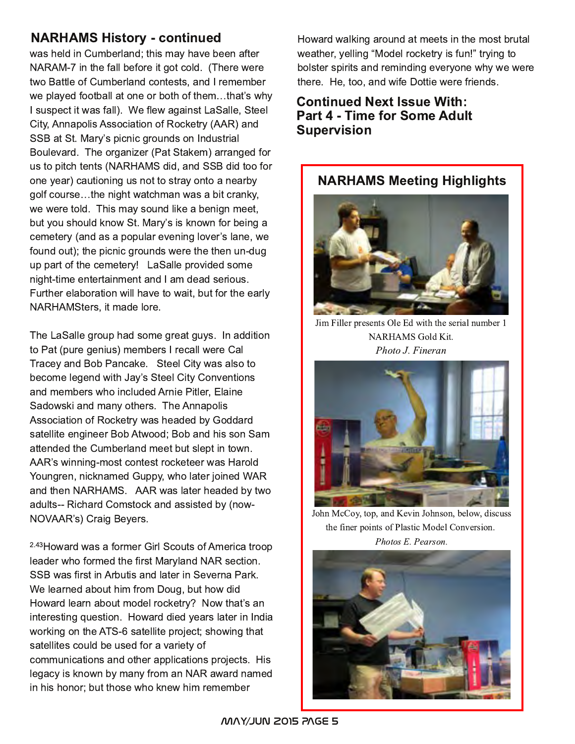## NARHAMS History - continued

was held in Cumberland; this may have been after NARAM-7 in the fall before it got cold. (There were two Battle of Cumberland contests, and I remember we played football at one or both of them…that's why I suspect it was fall). We flew against LaSalle, Steel City, Annapolis Association of Rocketry (AAR) and SSB at St. Mary's picnic grounds on Industrial Boulevard. The organizer (Pat Stakem) arranged for us to pitch tents (NARHAMS did, and SSB did too for one year) cautioning us not to stray onto a nearby golf course…the night watchman was a bit cranky, we were told. This may sound like a benign meet, but you should know St. Mary's is known for being a cemetery (and as a popular evening lover's lane, we found out); the picnic grounds were the then un-dug up part of the cemetery! LaSalle provided some night-time entertainment and I am dead serious. Further elaboration will have to wait, but for the early NARHAMSters, it made lore.

The LaSalle group had some great guys. In addition to Pat (pure genius) members I recall were Cal Tracey and Bob Pancake. Steel City was also to become legend with Jay's Steel City Conventions and members who included Arnie Pitler, Elaine Sadowski and many others. The Annapolis Association of Rocketry was headed by Goddard satellite engineer Bob Atwood; Bob and his son Sam attended the Cumberland meet but slept in town. AAR's winning-most contest rocketeer was Harold Youngren, nicknamed Guppy, who later joined WAR and then NARHAMS. AAR was later headed by two adults-- Richard Comstock and assisted by (now-NOVAAR's) Craig Beyers.

[2.43]Howard was a former Girl Scouts of America troop leader who formed the first Maryland NAR section. SSB was first in Arbutis and later in Severna Park. We learned about him from Doug, but how did Howard learn about model rocketry? Now that's an interesting question. Howard died years later in India working on the ATS-6 satellite project; showing that satellites could be used for a variety of communications and other applications projects. His legacy is known by many from an NAR award named in his honor; but those who knew him remember Howard walking around at meets in the most brutal weather, yelling "Model rocketry is fun!" trying to bolster spirits and reminding everyone why we were there. He, too, and wife Dottie were friends.

### Continued Next Issue With: Part 4 - Time for Some Adult Supervision

## NARHAMS Meeting Highlights

Jim Filler presents Ole Ed with the serial number 1 NARHAMS Gold Kit.
*Photo J. Fineran*

John McCoy, top, and Kevin Johnson, below, discuss the finer points of Plastic Model Conversion.
*Photos E. Pearson.*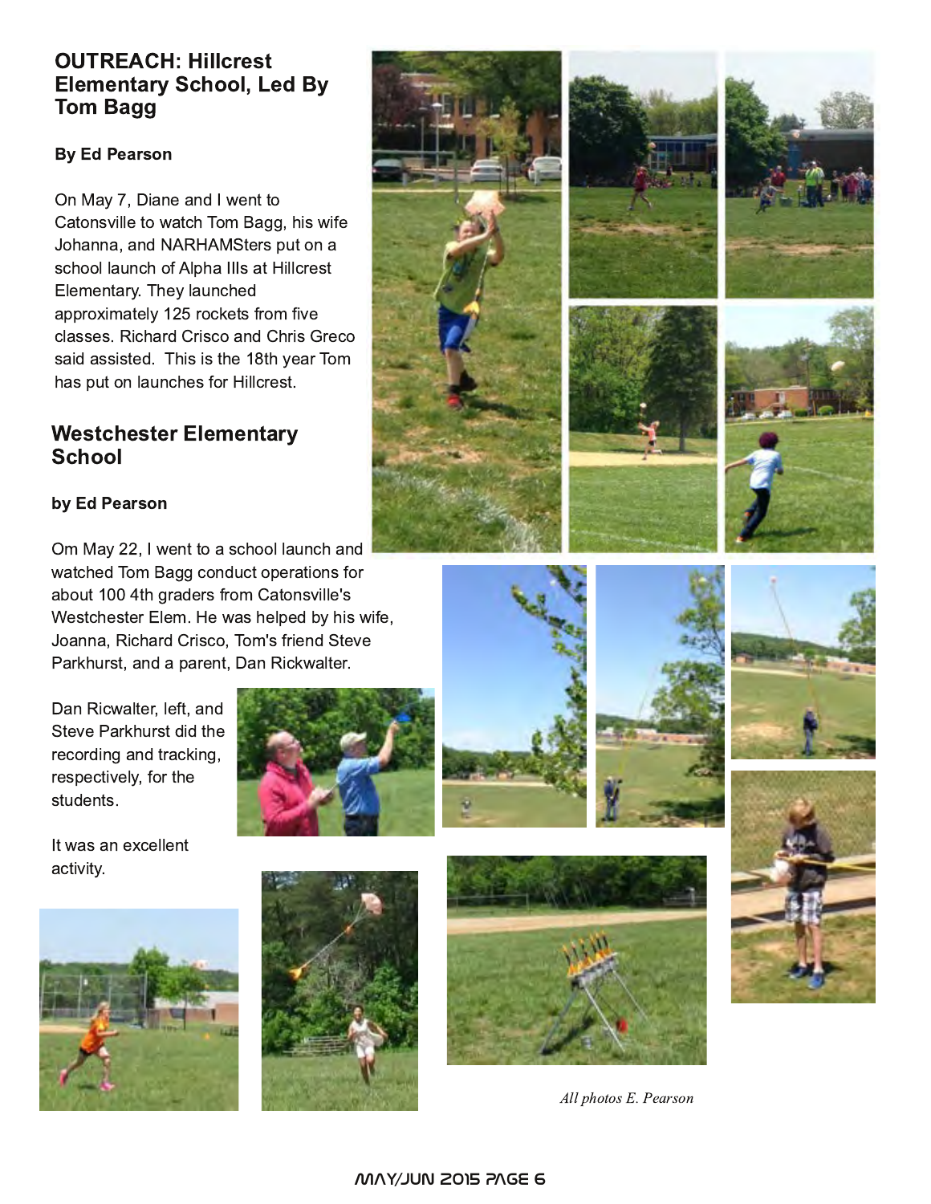## OUTREACH: Hillcrest Elementary School, Led By Tom Bagg

**By Ed Pearson**

On May 7, Diane and I went to Catonsville to watch Tom Bagg, his wife Johanna, and NARHAMSters put on a school launch of Alpha IIIs at Hillcrest Elementary. They launched approximately 125 rockets from five classes. Richard Crisco and Chris Greco said assisted. This is the 18th year Tom has put on launches for Hillcrest.

## Westchester Elementary School

**by Ed Pearson**

Om May 22, I went to a school launch and watched Tom Bagg conduct operations for about 100 4th graders from Catonsville's Westchester Elem. He was helped by his wife, Joanna, Richard Crisco, Tom's friend Steve Parkhurst, and a parent, Dan Rickwalter.

Dan Ricwalter, left, and Steve Parkhurst did the recording and tracking, respectively, for the students.

It was an excellent activity.

*All photos E. Pearson*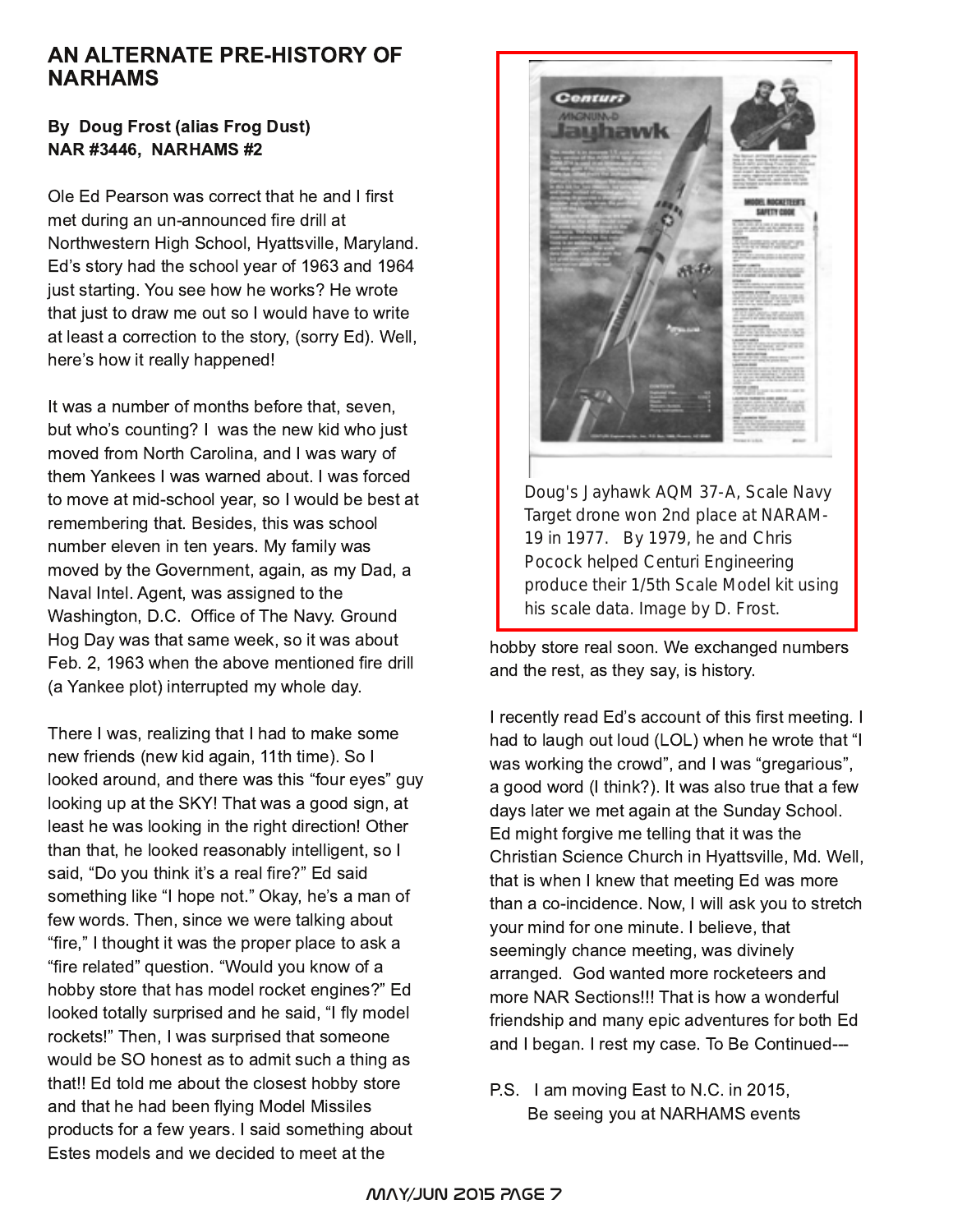## AN ALTERNATE PRE-HISTORY OF NARHAMS

**By Doug Frost (alias Frog Dust)**
**NAR #3446, NARHAMS #2**

Ole Ed Pearson was correct that he and I first met during an un-announced fire drill at Northwestern High School, Hyattsville, Maryland. Ed's story had the school year of 1963 and 1964 just starting. You see how he works? He wrote that just to draw me out so I would have to write at least a correction to the story, (sorry Ed). Well, here's how it really happened!

It was a number of months before that, seven, but who's counting? I was the new kid who just moved from North Carolina, and I was wary of them Yankees I was warned about. I was forced to move at mid-school year, so I would be best at remembering that. Besides, this was school number eleven in ten years. My family was moved by the Government, again, as my Dad, a Naval Intel. Agent, was assigned to the Washington, D.C. Office of The Navy. Ground Hog Day was that same week, so it was about Feb. 2, 1963 when the above mentioned fire drill (a Yankee plot) interrupted my whole day.

There I was, realizing that I had to make some new friends (new kid again, 11th time). So I looked around, and there was this "four eyes" guy looking up at the SKY! That was a good sign, at least he was looking in the right direction! Other than that, he looked reasonably intelligent, so I said, "Do you think it's a real fire?" Ed said something like "I hope not." Okay, he's a man of few words. Then, since we were talking about "fire," I thought it was the proper place to ask a "fire related" question. "Would you know of a hobby store that has model rocket engines?" Ed looked totally surprised and he said, "I fly model rockets!" Then, I was surprised that someone would be SO honest as to admit such a thing as that!! Ed told me about the closest hobby store and that he had been flying Model Missiles products for a few years. I said something about Estes models and we decided to meet at the hobby store real soon. We exchanged numbers and the rest, as they say, is history.

Doug's Jayhawk AQM 37-A, Scale Navy Target drone won 2nd place at NARAM-19 in 1977. By 1979, he and Chris Pocock helped Centuri Engineering produce their 1/5th Scale Model kit using his scale data. Image by D. Frost.

I recently read Ed's account of this first meeting. I had to laugh out loud (LOL) when he wrote that "I was working the crowd", and I was "gregarious", a good word (I think?). It was also true that a few days later we met again at the Sunday School. Ed might forgive me telling that it was the Christian Science Church in Hyattsville, Md. Well, that is when I knew that meeting Ed was more than a co-incidence. Now, I will ask you to stretch your mind for one minute. I believe, that seemingly chance meeting, was divinely arranged. God wanted more rocketeers and more NAR Sections!!! That is how a wonderful friendship and many epic adventures for both Ed and I began. I rest my case. To Be Continued---

P.S. I am moving East to N.C. in 2015,
Be seeing you at NARHAMS events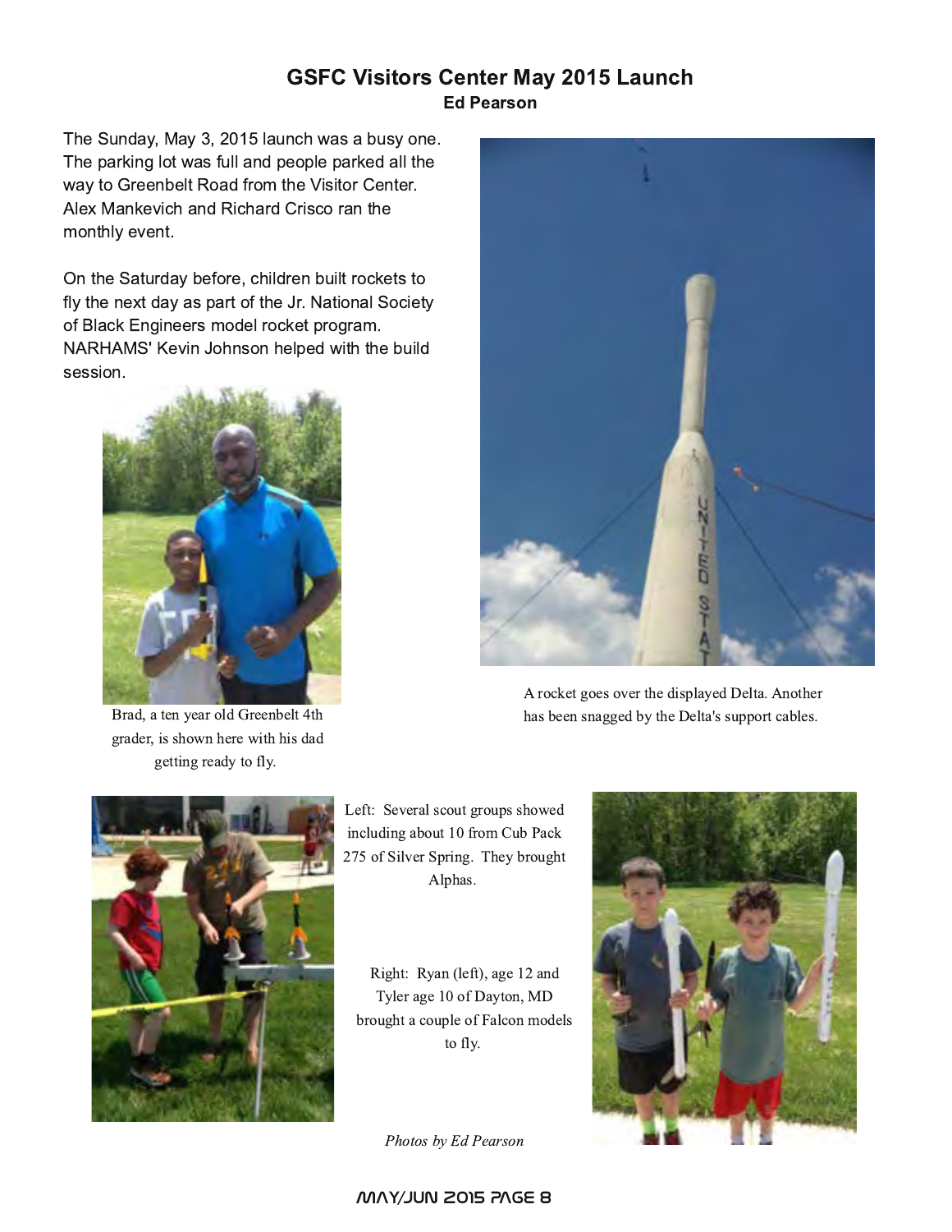## GSFC Visitors Center May 2015 Launch

**Ed Pearson**

The Sunday, May 3, 2015 launch was a busy one. The parking lot was full and people parked all the way to Greenbelt Road from the Visitor Center. Alex Mankevich and Richard Crisco ran the monthly event.

On the Saturday before, children built rockets to fly the next day as part of the Jr. National Society of Black Engineers model rocket program. NARHAMS' Kevin Johnson helped with the build session.

Brad, a ten year old Greenbelt 4th grader, is shown here with his dad getting ready to fly.

A rocket goes over the displayed Delta. Another has been snagged by the Delta's support cables.

Left: Several scout groups showed including about 10 from Cub Pack 275 of Silver Spring. They brought Alphas.

Right: Ryan (left), age 12 and Tyler age 10 of Dayton, MD brought a couple of Falcon models to fly.

*Photos by Ed Pearson*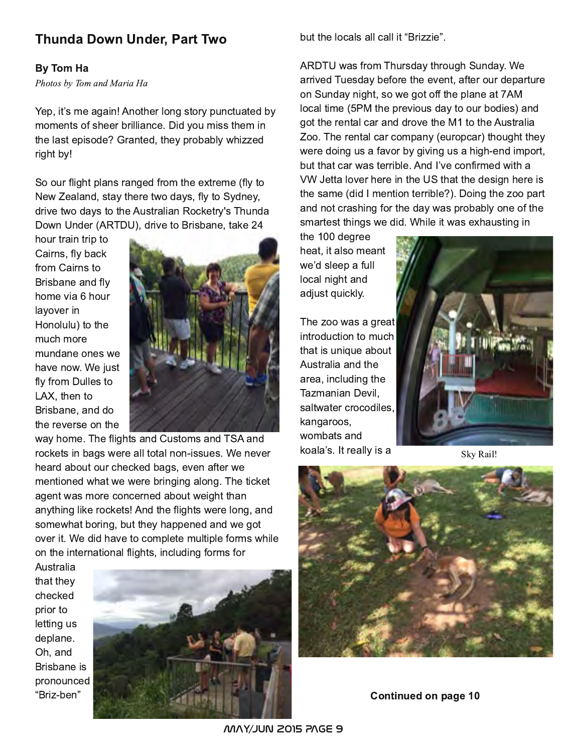## Thunda Down Under, Part Two

**By Tom Ha**

*Photos by Tom and Maria Ha*

Yep, it's me again! Another long story punctuated by moments of sheer brilliance. Did you miss them in the last episode? Granted, they probably whizzed right by!

So our flight plans ranged from the extreme (fly to New Zealand, stay there two days, fly to Sydney, drive two days to the Australian Rocketry's Thunda Down Under (ARTDU), drive to Brisbane, take 24 hour train trip to Cairns, fly back from Cairns to Brisbane and fly home via 6 hour layover in Honolulu) to the much more mundane ones we have now. We just fly from Dulles to LAX, then to Brisbane, and do the reverse on the way home. The flights and Customs and TSA and rockets in bags were all total non-issues. We never heard about our checked bags, even after we mentioned what we were bringing along. The ticket agent was more concerned about weight than anything like rockets! And the flights were long, and somewhat boring, but they happened and we got over it. We did have to complete multiple forms while on the international flights, including forms for Australia that they checked prior to letting us deplane. Oh, and Brisbane is pronounced "Briz-ben" but the locals all call it "Brizzie".

ARDTU was from Thursday through Sunday. We arrived Tuesday before the event, after our departure on Sunday night, so we got off the plane at 7AM local time (5PM the previous day to our bodies) and got the rental car and drove the M1 to the Australia Zoo. The rental car company (europcar) thought they were doing us a favor by giving us a high-end import, but that car was terrible. And I've confirmed with a VW Jetta lover here in the US that the design here is the same (did I mention terrible?). Doing the zoo part and not crashing for the day was probably one of the smartest things we did. While it was exhausting in the 100 degree heat, it also meant we'd sleep a full local night and adjust quickly.

The zoo was a great introduction to much that is unique about Australia and the area, including the Tazmanian Devil, saltwater crocodiles, kangaroos, wombats and koala's. It really is a

Sky Rail!

**Continued on page 10**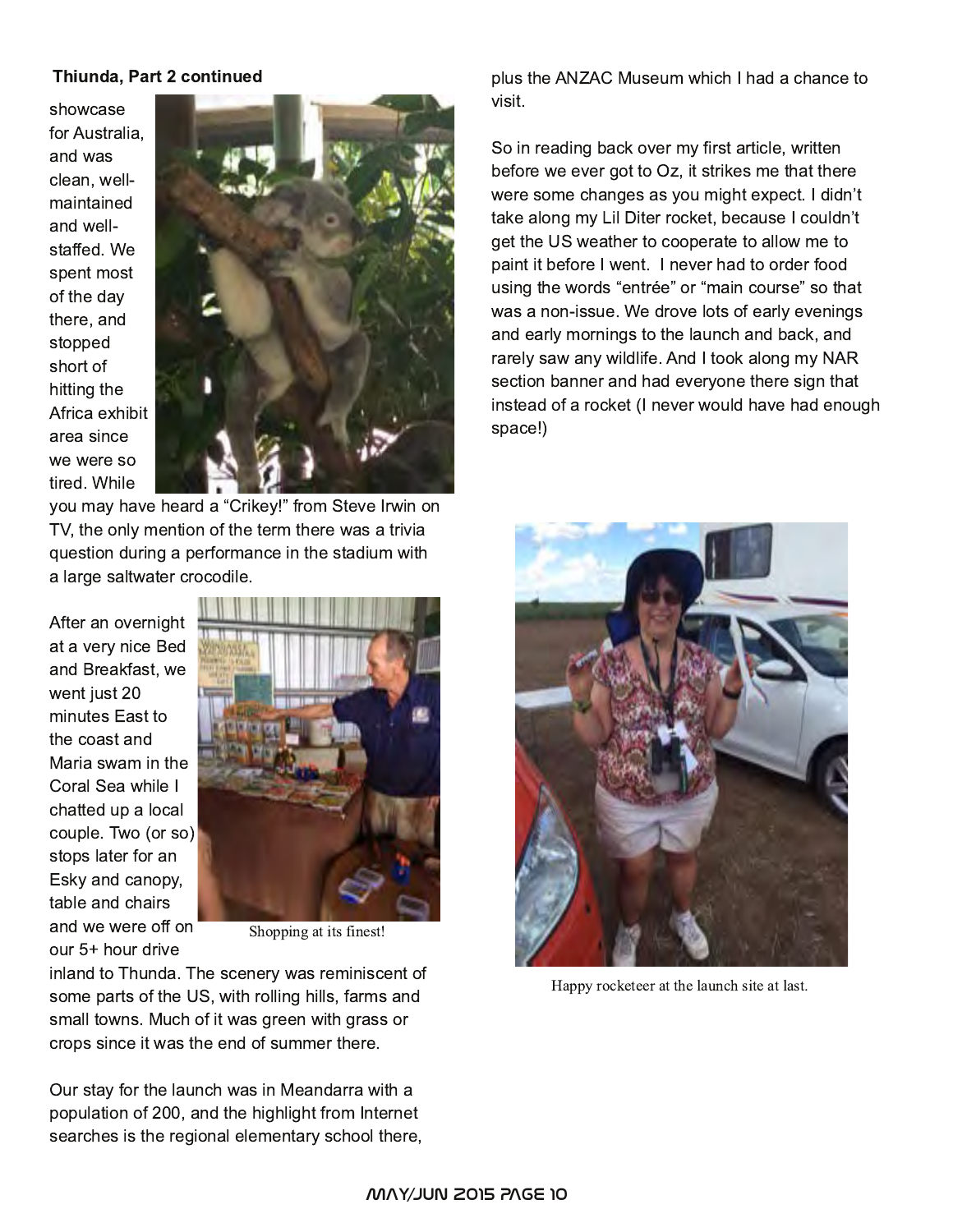**Thiunda, Part 2 continued**

showcase for Australia, and was clean, well-maintained and well-staffed. We spent most of the day there, and stopped short of hitting the Africa exhibit area since we were so tired. While you may have heard a "Crikey!" from Steve Irwin on TV, the only mention of the term there was a trivia question during a performance in the stadium with a large saltwater crocodile.

After an overnight at a very nice Bed and Breakfast, we went just 20 minutes East to the coast and Maria swam in the Coral Sea while I chatted up a local couple. Two (or so) stops later for an Esky and canopy, table and chairs and we were off on our 5+ hour drive inland to Thunda. The scenery was reminiscent of some parts of the US, with rolling hills, farms and small towns. Much of it was green with grass or crops since it was the end of summer there.

Shopping at its finest!

Our stay for the launch was in Meandarra with a population of 200, and the highlight from Internet searches is the regional elementary school there, plus the ANZAC Museum which I had a chance to visit.

So in reading back over my first article, written before we ever got to Oz, it strikes me that there were some changes as you might expect. I didn't take along my Lil Diter rocket, because I couldn't get the US weather to cooperate to allow me to paint it before I went. I never had to order food using the words "entrée" or "main course" so that was a non-issue. We drove lots of early evenings and early mornings to the launch and back, and rarely saw any wildlife. And I took along my NAR section banner and had everyone there sign that instead of a rocket (I never would have had enough space!)

Happy rocketeer at the launch site at last.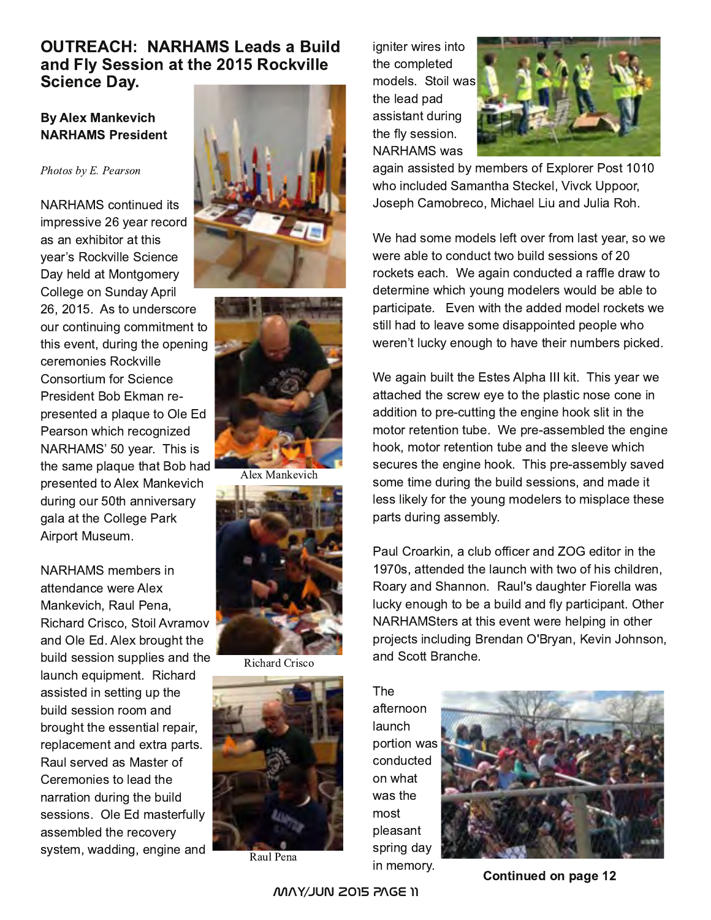## OUTREACH: NARHAMS Leads a Build and Fly Session at the 2015 Rockville Science Day.

**By Alex Mankevich**
**NARHAMS President**

*Photos by E. Pearson*

NARHAMS continued its impressive 26 year record as an exhibitor at this year's Rockville Science Day held at Montgomery College on Sunday April 26, 2015. As to underscore our continuing commitment to this event, during the opening ceremonies Rockville Consortium for Science President Bob Ekman re-presented a plaque to Ole Ed Pearson which recognized NARHAMS' 50 year. This is the same plaque that Bob had presented to Alex Mankevich during our 50th anniversary gala at the College Park Airport Museum.

Alex Mankevich

NARHAMS members in attendance were Alex Mankevich, Raul Pena, Richard Crisco, Stoil Avramov and Ole Ed. Alex brought the build session supplies and the launch equipment. Richard assisted in setting up the build session room and brought the essential repair, replacement and extra parts. Raul served as Master of Ceremonies to lead the narration during the build sessions. Ole Ed masterfully assembled the recovery system, wadding, engine and igniter wires into the completed models. Stoil was the lead pad assistant during the fly session. NARHAMS was again assisted by members of Explorer Post 1010 who included Samantha Steckel, Vivck Uppoor, Joseph Camobreco, Michael Liu and Julia Roh.

Richard Crisco

Raul Pena

We had some models left over from last year, so we were able to conduct two build sessions of 20 rockets each. We again conducted a raffle draw to determine which young modelers would be able to participate. Even with the added model rockets we still had to leave some disappointed people who weren't lucky enough to have their numbers picked.

We again built the Estes Alpha III kit. This year we attached the screw eye to the plastic nose cone in addition to pre-cutting the engine hook slit in the motor retention tube. We pre-assembled the engine hook, motor retention tube and the sleeve which secures the engine hook. This pre-assembly saved some time during the build sessions, and made it less likely for the young modelers to misplace these parts during assembly.

Paul Croarkin, a club officer and ZOG editor in the 1970s, attended the launch with two of his children, Roary and Shannon. Raul's daughter Fiorella was lucky enough to be a build and fly participant. Other NARHAMSters at this event were helping in other projects including Brendan O'Bryan, Kevin Johnson, and Scott Branche.

The afternoon launch portion was conducted on what was the most pleasant spring day in memory.

**Continued on page 12**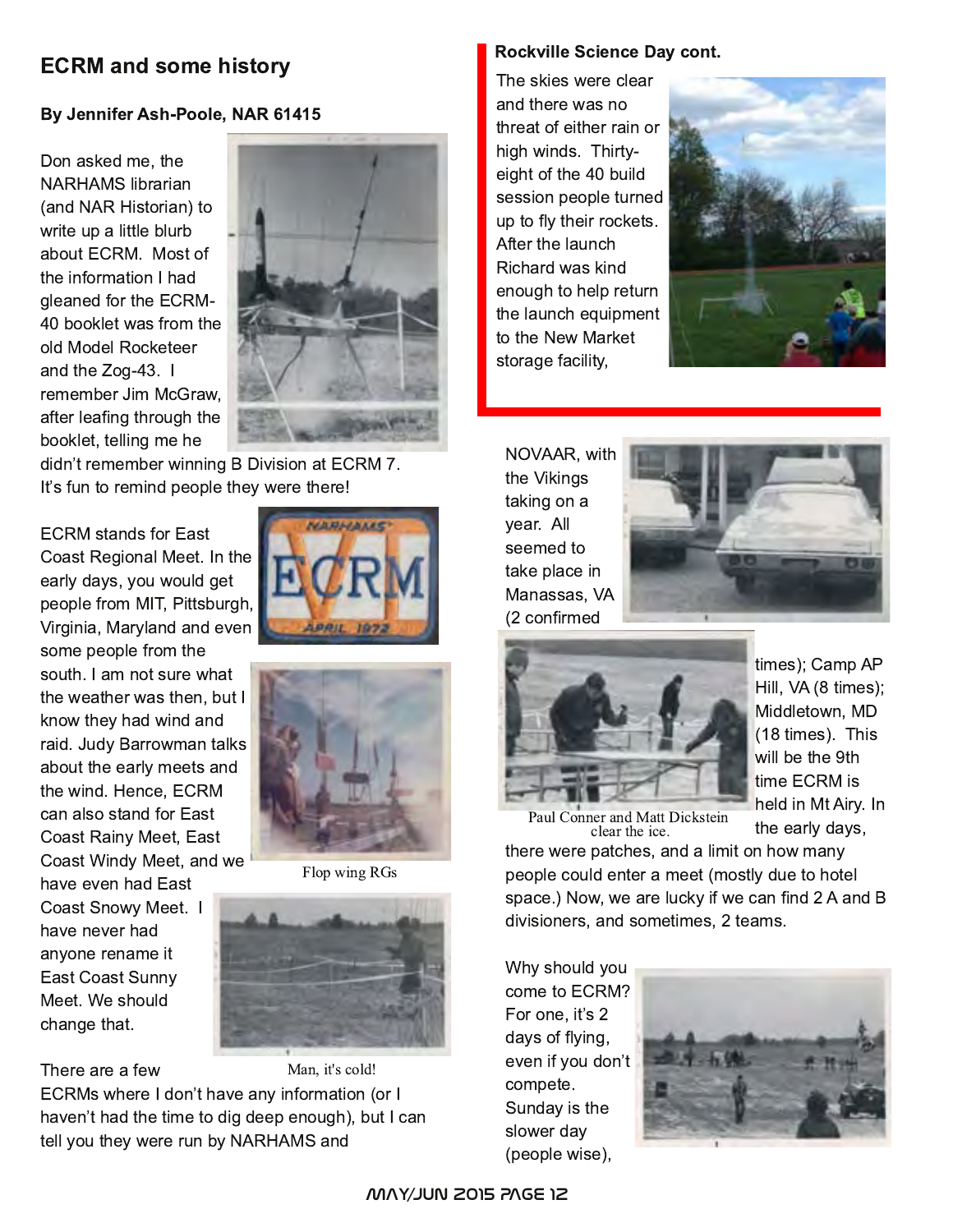## ECRM and some history

**By Jennifer Ash-Poole, NAR 61415**

Don asked me, the NARHAMS librarian (and NAR Historian) to write up a little blurb about ECRM. Most of the information I had gleaned for the ECRM-40 booklet was from the old Model Rocketeer and the Zog-43. I remember Jim McGraw, after leafing through the booklet, telling me he didn't remember winning B Division at ECRM 7. It's fun to remind people they were there!

ECRM stands for East Coast Regional Meet. In the early days, you would get people from MIT, Pittsburgh, Virginia, Maryland and even some people from the south. I am not sure what the weather was then, but I know they had wind and raid. Judy Barrowman talks about the early meets and the wind. Hence, ECRM can also stand for East Coast Rainy Meet, East Coast Windy Meet, and we have even had East Coast Snowy Meet. I have never had anyone rename it East Coast Sunny Meet. We should change that.

Flop wing RGs

Man, it's cold!

There are a few ECRMs where I don't have any information (or I haven't had the time to dig deep enough), but I can tell you they were run by NARHAMS and NOVAAR, with the Vikings taking on a year. All seemed to take place in Manassas, VA (2 confirmed times); Camp AP Hill, VA (8 times); Middletown, MD (18 times). This will be the 9th time ECRM is held in Mt Airy. In the early days, there were patches, and a limit on how many people could enter a meet (mostly due to hotel space.) Now, we are lucky if we can find 2 A and B divisioners, and sometimes, 2 teams.

Paul Conner and Matt Dickstein clear the ice.

Why should you come to ECRM? For one, it's 2 days of flying, even if you don't compete. Sunday is the slower day (people wise),

**Rockville Science Day cont.**

The skies were clear and there was no threat of either rain or high winds. Thirty-eight of the 40 build session people turned up to fly their rockets. After the launch Richard was kind enough to help return the launch equipment to the New Market storage facility,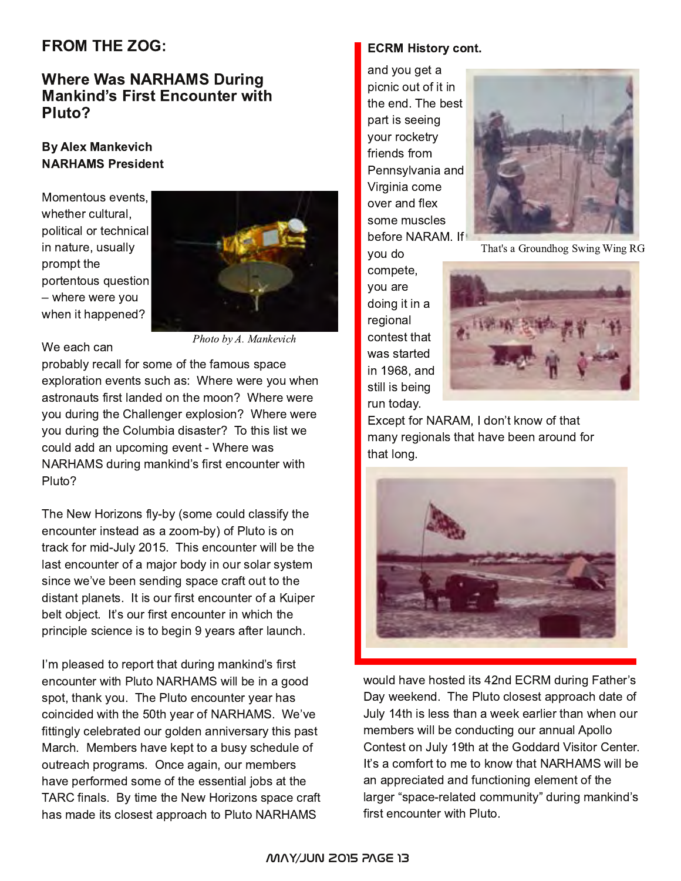## FROM THE ZOG:

### Where Was NARHAMS During Mankind's First Encounter with Pluto?

**By Alex Mankevich**
**NARHAMS President**

Momentous events, whether cultural, political or technical in nature, usually prompt the portentous question – where were you when it happened?

*Photo by A. Mankevich*

We each can probably recall for some of the famous space exploration events such as: Where were you when astronauts first landed on the moon? Where were you during the Challenger explosion? Where were you during the Columbia disaster? To this list we could add an upcoming event - Where was NARHAMS during mankind's first encounter with Pluto?

The New Horizons fly-by (some could classify the encounter instead as a zoom-by) of Pluto is on track for mid-July 2015. This encounter will be the last encounter of a major body in our solar system since we've been sending space craft out to the distant planets. It is our first encounter of a Kuiper belt object. It's our first encounter in which the principle science is to begin 9 years after launch.

I'm pleased to report that during mankind's first encounter with Pluto NARHAMS will be in a good spot, thank you. The Pluto encounter year has coincided with the 50th year of NARHAMS. We've fittingly celebrated our golden anniversary this past March. Members have kept to a busy schedule of outreach programs. Once again, our members have performed some of the essential jobs at the TARC finals. By time the New Horizons space craft has made its closest approach to Pluto NARHAMS would have hosted its 42nd ECRM during Father's Day weekend. The Pluto closest approach date of July 14th is less than a week earlier than when our members will be conducting our annual Apollo Contest on July 19th at the Goddard Visitor Center. It's a comfort to me to know that NARHAMS will be an appreciated and functioning element of the larger "space-related community" during mankind's first encounter with Pluto.

**ECRM History cont.**

and you get a picnic out of it in the end. The best part is seeing your rocketry friends from Pennsylvania and Virginia come over and flex some muscles before NARAM. If you do compete, you are doing it in a regional contest that was started in 1968, and still is being run today. Except for NARAM, I don't know of that many regionals that have been around for that long.

That's a Groundhog Swing Wing RG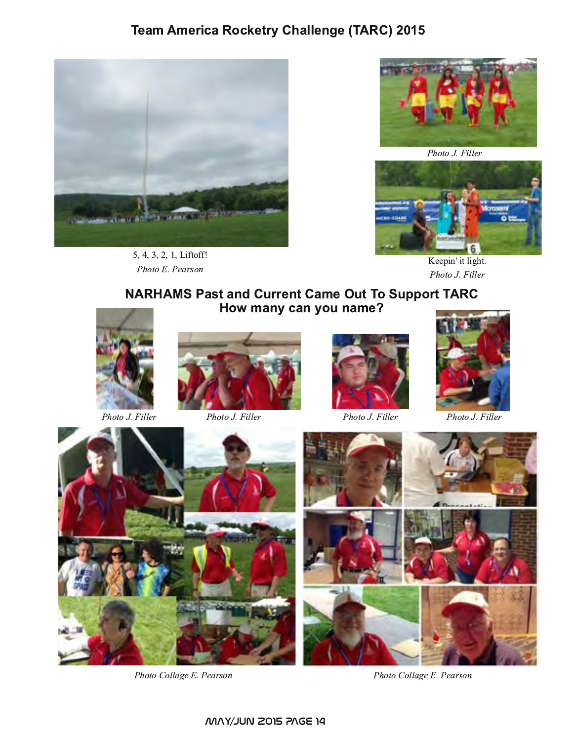# Team America Rocketry Challenge (TARC) 2015

5, 4, 3, 2, 1, Liftoff!

*Photo E. Pearson*

*Photo J. Filler*

Keepin' it light.

*Photo J. Filler*

## NARHAMS Past and Current Came Out To Support TARC
## How many can you name?

*Photo J. Filler*

*Photo J. Filler*

*Photo J. Filler*

*Photo J. Filler*

*Photo Collage E. Pearson*

*Photo Collage E. Pearson*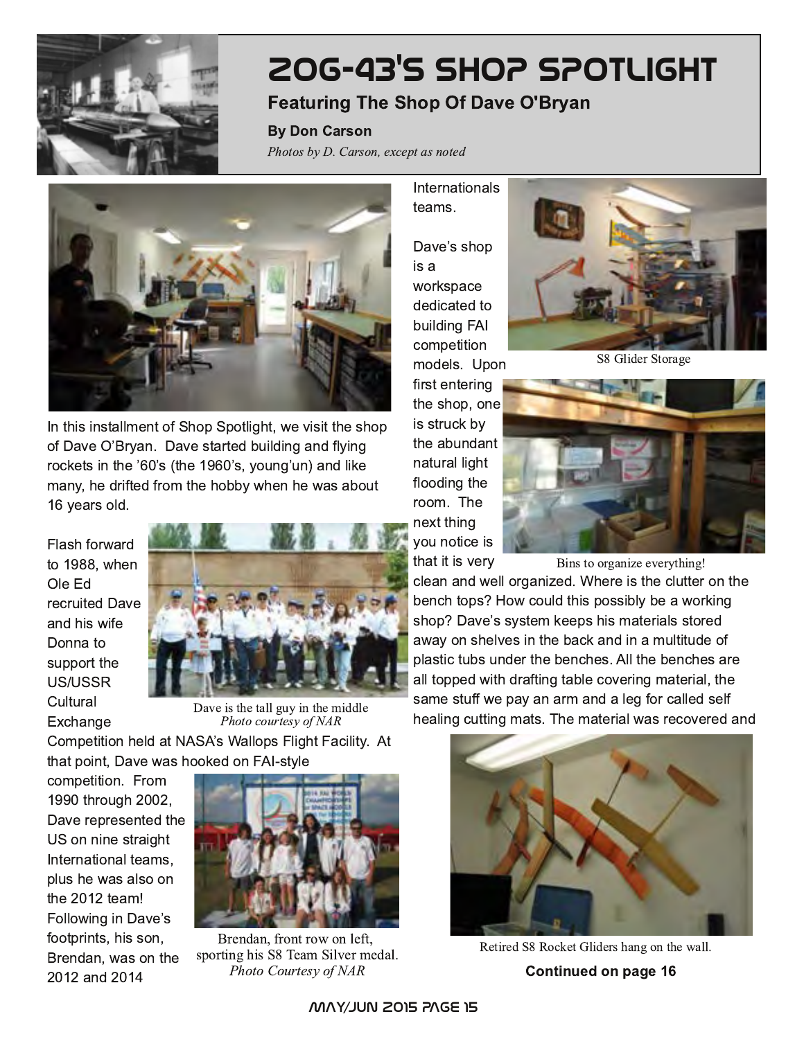# ZOG-43'S SHOP SPOTLIGHT

## Featuring The Shop Of Dave O'Bryan

**By Don Carson**

*Photos by D. Carson, except as noted*

In this installment of Shop Spotlight, we visit the shop of Dave O'Bryan. Dave started building and flying rockets in the '60's (the 1960's, young'un) and like many, he drifted from the hobby when he was about 16 years old.

Flash forward to 1988, when Ole Ed recruited Dave and his wife Donna to support the US/USSR Cultural Exchange Competition held at NASA's Wallops Flight Facility. At that point, Dave was hooked on FAI-style competition. From 1990 through 2002, Dave represented the US on nine straight International teams, plus he was also on the 2012 team! Following in Dave's footprints, his son, Brendan, was on the 2012 and 2014 Internationals teams.

Dave is the tall guy in the middle
*Photo courtesy of NAR*

Brendan, front row on left, sporting his S8 Team Silver medal.
*Photo Courtesy of NAR*

Dave's shop is a workspace dedicated to building FAI competition models. Upon first entering the shop, one is struck by the abundant natural light flooding the room. The next thing you notice is that it is very clean and well organized. Where is the clutter on the bench tops? How could this possibly be a working shop? Dave's system keeps his materials stored away on shelves in the back and in a multitude of plastic tubs under the benches. All the benches are all topped with drafting table covering material, the same stuff we pay an arm and a leg for called self healing cutting mats. The material was recovered and

S8 Glider Storage

Bins to organize everything!

Retired S8 Rocket Gliders hang on the wall.

**Continued on page 16**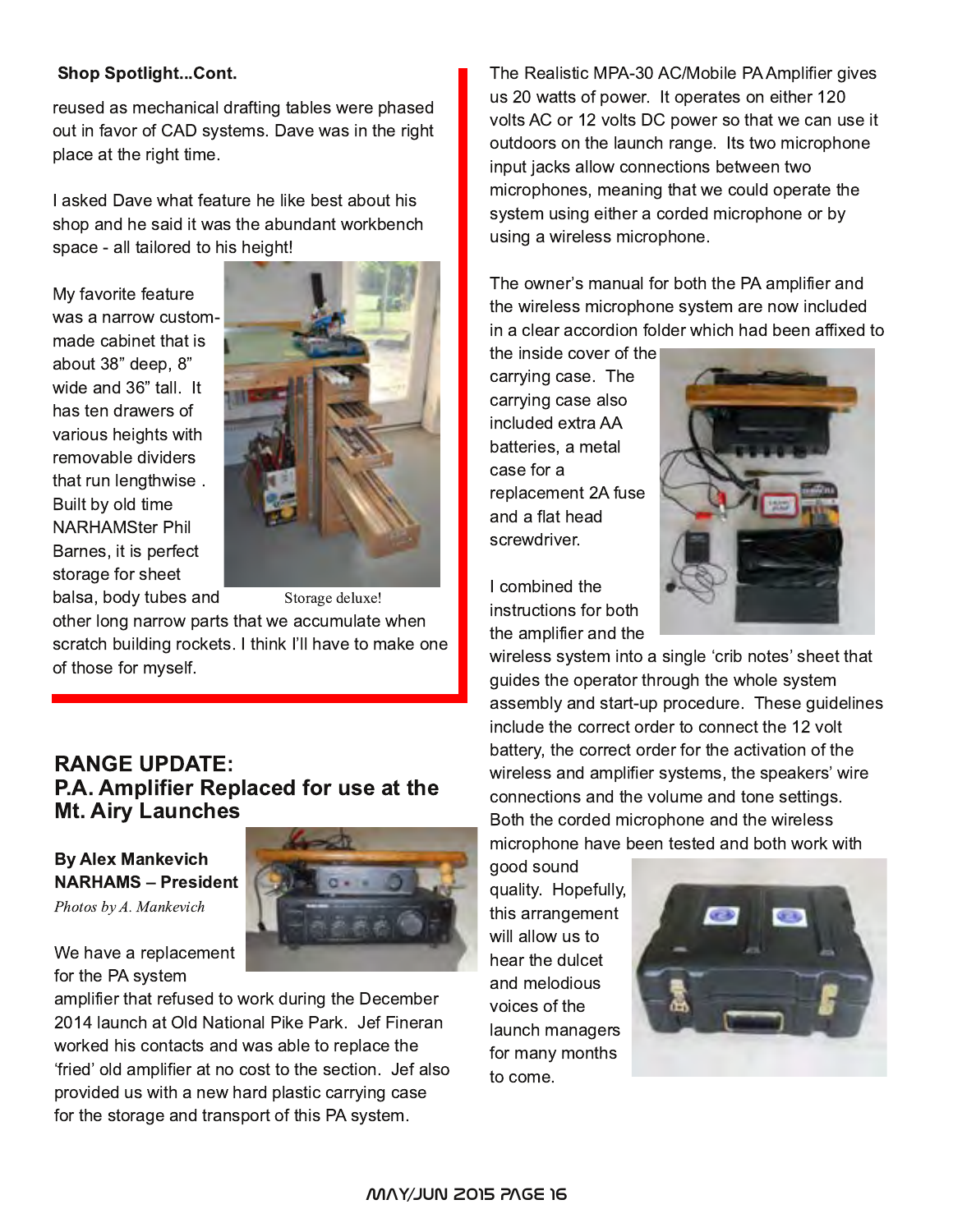**Shop Spotlight...Cont.**

reused as mechanical drafting tables were phased out in favor of CAD systems. Dave was in the right place at the right time.

I asked Dave what feature he like best about his shop and he said it was the abundant workbench space - all tailored to his height!

My favorite feature was a narrow custom-made cabinet that is about 38” deep, 8” wide and 36” tall. It has ten drawers of various heights with removable dividers that run lengthwise . Built by old time NARHAMSter Phil Barnes, it is perfect storage for sheet balsa, body tubes and other long narrow parts that we accumulate when scratch building rockets. I think I’ll have to make one of those for myself.

Storage deluxe!

## RANGE UPDATE: P.A. Amplifier Replaced for use at the Mt. Airy Launches

**By Alex Mankevich**
**NARHAMS – President**

*Photos by A. Mankevich*

We have a replacement for the PA system amplifier that refused to work during the December 2014 launch at Old National Pike Park. Jef Fineran worked his contacts and was able to replace the ‘fried’ old amplifier at no cost to the section. Jef also provided us with a new hard plastic carrying case for the storage and transport of this PA system.

The Realistic MPA-30 AC/Mobile PA Amplifier gives us 20 watts of power. It operates on either 120 volts AC or 12 volts DC power so that we can use it outdoors on the launch range. Its two microphone input jacks allow connections between two microphones, meaning that we could operate the system using either a corded microphone or by using a wireless microphone.

The owner’s manual for both the PA amplifier and the wireless microphone system are now included in a clear accordion folder which had been affixed to the inside cover of the carrying case. The carrying case also included extra AA batteries, a metal case for a replacement 2A fuse and a flat head screwdriver.

I combined the instructions for both the amplifier and the wireless system into a single ‘crib notes’ sheet that guides the operator through the whole system assembly and start-up procedure. These guidelines include the correct order to connect the 12 volt battery, the correct order for the activation of the wireless and amplifier systems, the speakers’ wire connections and the volume and tone settings. Both the corded microphone and the wireless microphone have been tested and both work with good sound quality. Hopefully, this arrangement will allow us to hear the dulcet and melodious voices of the launch managers for many months to come.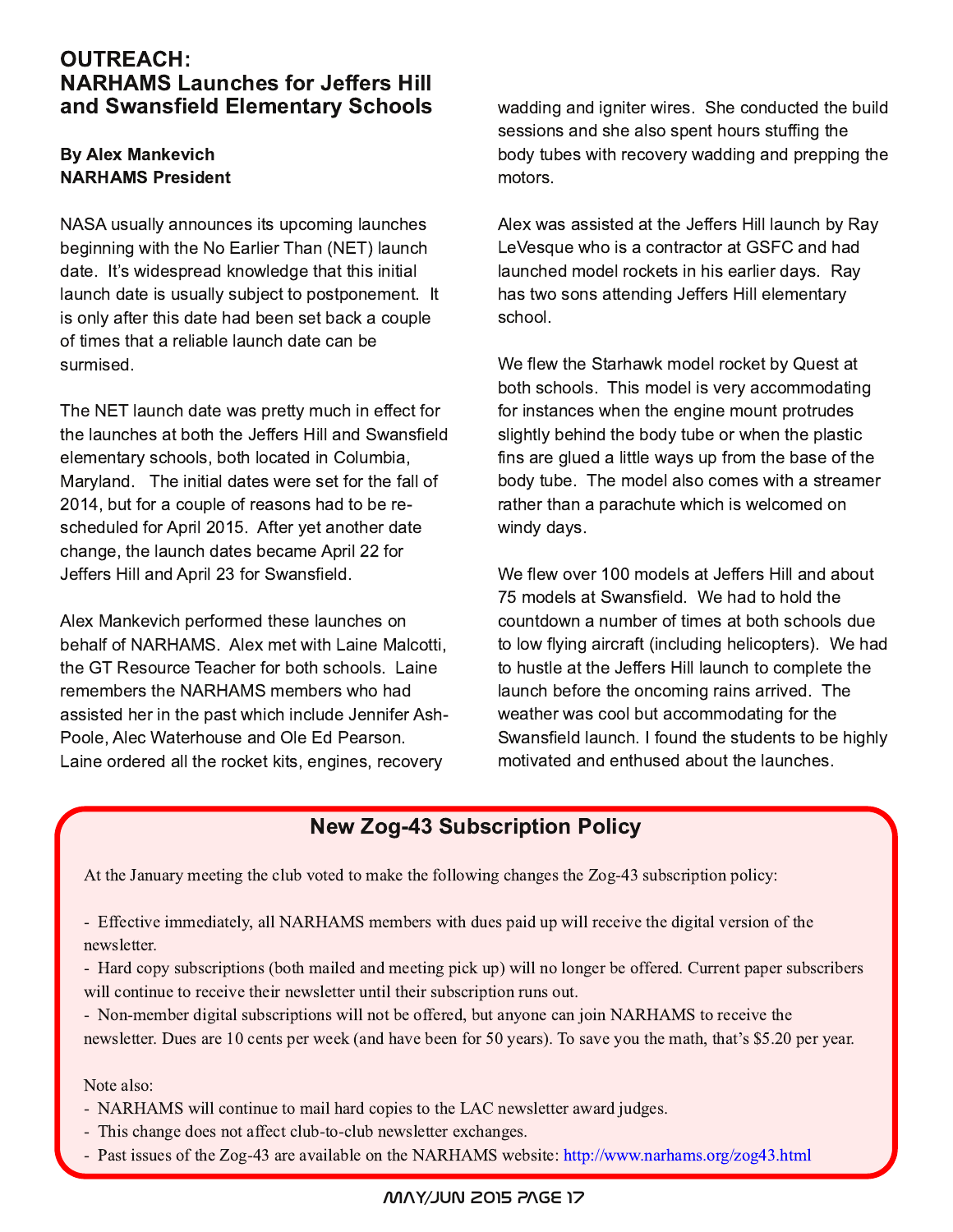## OUTREACH: NARHAMS Launches for Jeffers Hill and Swansfield Elementary Schools

**By Alex Mankevich**
**NARHAMS President**

NASA usually announces its upcoming launches beginning with the No Earlier Than (NET) launch date. It's widespread knowledge that this initial launch date is usually subject to postponement. It is only after this date had been set back a couple of times that a reliable launch date can be surmised.

The NET launch date was pretty much in effect for the launches at both the Jeffers Hill and Swansfield elementary schools, both located in Columbia, Maryland. The initial dates were set for the fall of 2014, but for a couple of reasons had to be re-scheduled for April 2015. After yet another date change, the launch dates became April 22 for Jeffers Hill and April 23 for Swansfield.

Alex Mankevich performed these launches on behalf of NARHAMS. Alex met with Laine Malcotti, the GT Resource Teacher for both schools. Laine remembers the NARHAMS members who had assisted her in the past which include Jennifer Ash-Poole, Alec Waterhouse and Ole Ed Pearson. Laine ordered all the rocket kits, engines, recovery wadding and igniter wires. She conducted the build sessions and she also spent hours stuffing the body tubes with recovery wadding and prepping the motors.

Alex was assisted at the Jeffers Hill launch by Ray LeVesque who is a contractor at GSFC and had launched model rockets in his earlier days. Ray has two sons attending Jeffers Hill elementary school.

We flew the Starhawk model rocket by Quest at both schools. This model is very accommodating for instances when the engine mount protrudes slightly behind the body tube or when the plastic fins are glued a little ways up from the base of the body tube. The model also comes with a streamer rather than a parachute which is welcomed on windy days.

We flew over 100 models at Jeffers Hill and about 75 models at Swansfield. We had to hold the countdown a number of times at both schools due to low flying aircraft (including helicopters). We had to hustle at the Jeffers Hill launch to complete the launch before the oncoming rains arrived. The weather was cool but accommodating for the Swansfield launch. I found the students to be highly motivated and enthused about the launches.

### New Zog-43 Subscription Policy

At the January meeting the club voted to make the following changes the Zog-43 subscription policy:

- Effective immediately, all NARHAMS members with dues paid up will receive the digital version of the newsletter.
- Hard copy subscriptions (both mailed and meeting pick up) will no longer be offered. Current paper subscribers will continue to receive their newsletter until their subscription runs out.
- Non-member digital subscriptions will not be offered, but anyone can join NARHAMS to receive the newsletter. Dues are 10 cents per week (and have been for 50 years). To save you the math, that's $5.20 per year.

Note also:

- NARHAMS will continue to mail hard copies to the LAC newsletter award judges.
- This change does not affect club-to-club newsletter exchanges.
- Past issues of the Zog-43 are available on the NARHAMS website: http://www.narhams.org/zog43.html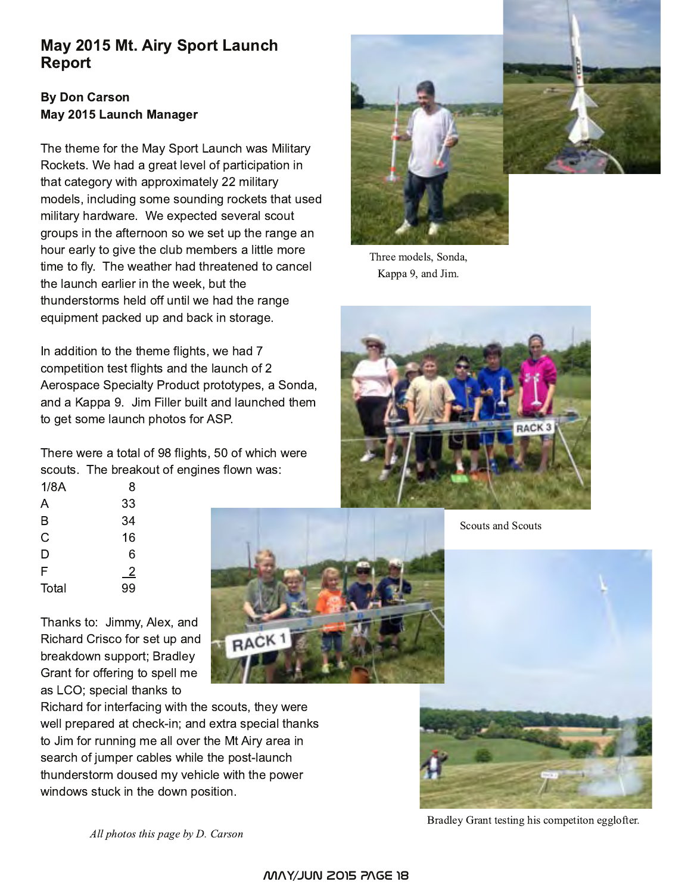# May 2015 Mt. Airy Sport Launch Report

**By Don Carson**
**May 2015 Launch Manager**

The theme for the May Sport Launch was Military Rockets. We had a great level of participation in that category with approximately 22 military models, including some sounding rockets that used military hardware. We expected several scout groups in the afternoon so we set up the range an hour early to give the club members a little more time to fly. The weather had threatened to cancel the launch earlier in the week, but the thunderstorms held off until we had the range equipment packed up and back in storage.

In addition to the theme flights, we had 7 competition test flights and the launch of 2 Aerospace Specialty Product prototypes, a Sonda, and a Kappa 9. Jim Filler built and launched them to get some launch photos for ASP.

There were a total of 98 flights, 50 of which were scouts. The breakout of engines flown was:

| | |
|---|---|
| 1/8A | 8 |
| A | 33 |
| B | 34 |
| C | 16 |
| D | 6 |
| F | 2 |
| Total | 99 |

Thanks to: Jimmy, Alex, and Richard Crisco for set up and breakdown support; Bradley Grant for offering to spell me as LCO; special thanks to Richard for interfacing with the scouts, they were well prepared at check-in; and extra special thanks to Jim for running me all over the Mt Airy area in search of jumper cables while the post-launch thunderstorm doused my vehicle with the power windows stuck in the down position.

Three models, Sonda, Kappa 9, and Jim.

Scouts and Scouts

Bradley Grant testing his competiton egglofter.

*All photos this page by D. Carson*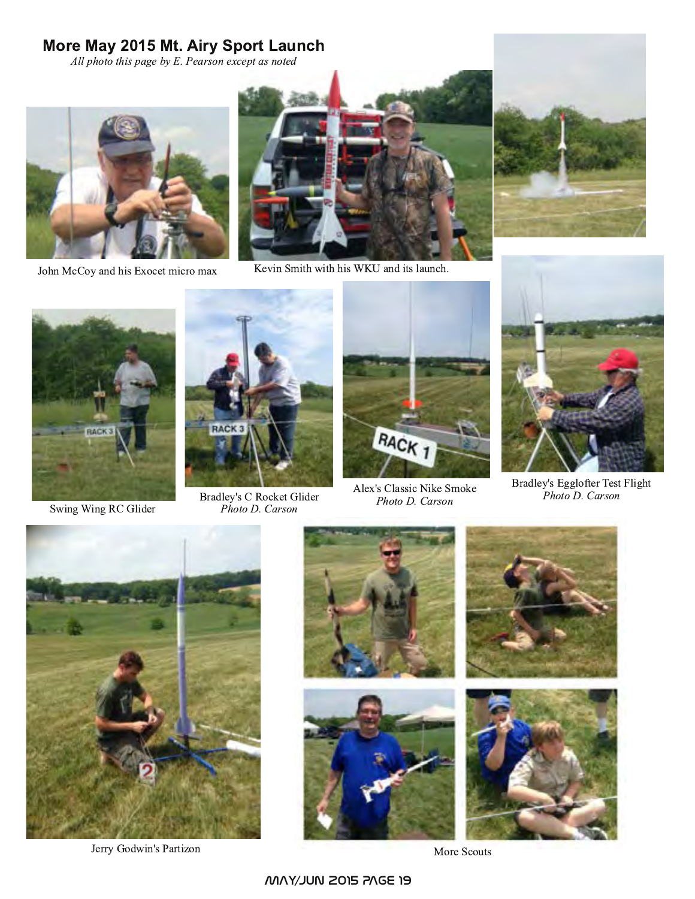## More May 2015 Mt. Airy Sport Launch

*All photo this page by E. Pearson except as noted*

John McCoy and his Exocet micro max

Kevin Smith with his WKU and its launch.

Swing Wing RC Glider

Bradley's C Rocket Glider
*Photo D. Carson*

Alex's Classic Nike Smoke
*Photo D. Carson*

Bradley's Egglofter Test Flight
*Photo D. Carson*

Jerry Godwin's Partizon

More Scouts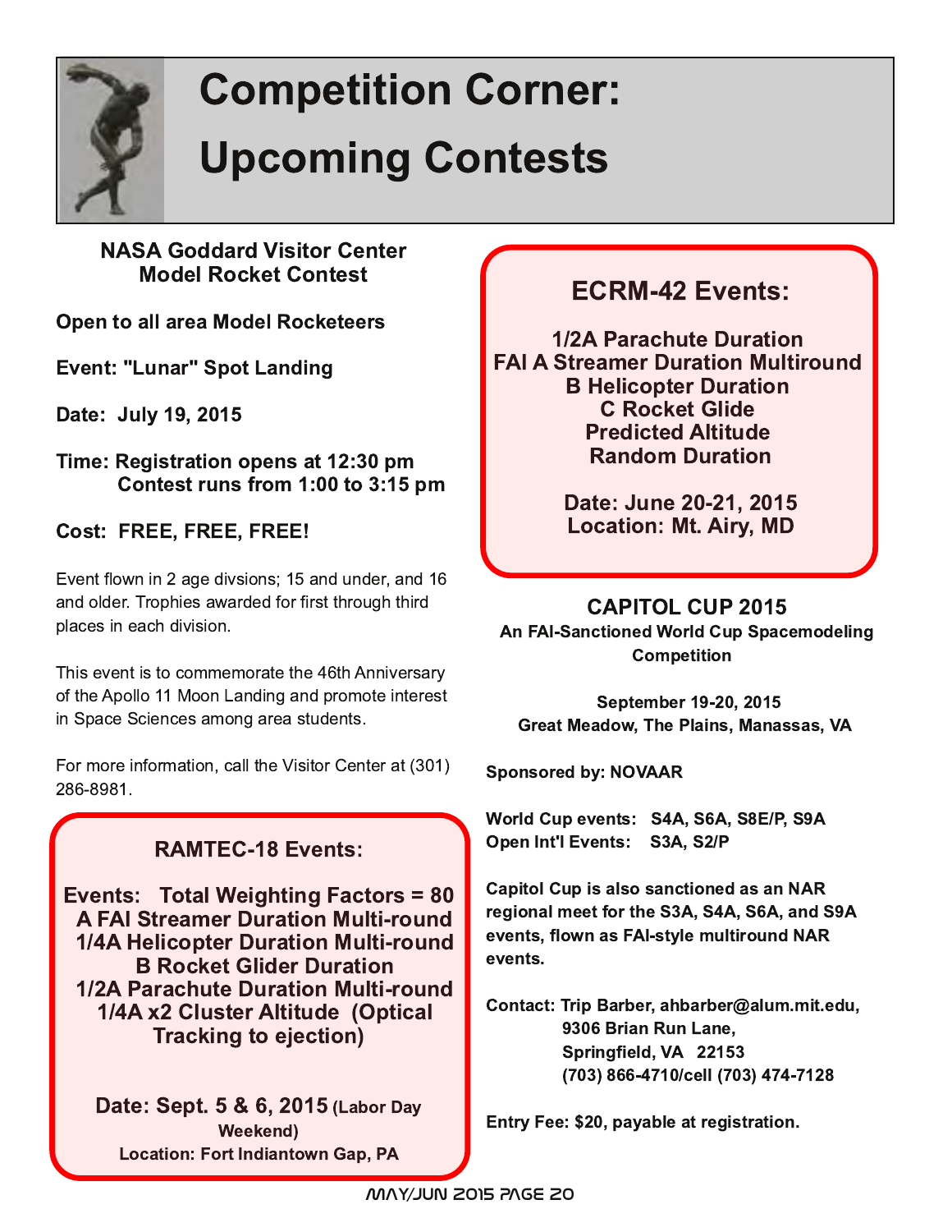# Competition Corner: Upcoming Contests

### NASA Goddard Visitor Center Model Rocket Contest

**Open to all area Model Rocketeers**

**Event: "Lunar" Spot Landing**

**Date: July 19, 2015**

**Time: Registration opens at 12:30 pm**
**Contest runs from 1:00 to 3:15 pm**

**Cost: FREE, FREE, FREE!**

Event flown in 2 age divsions; 15 and under, and 16 and older. Trophies awarded for first through third places in each division.

This event is to commemorate the 46th Anniversary of the Apollo 11 Moon Landing and promote interest in Space Sciences among area students.

For more information, call the Visitor Center at (301) 286-8981.

### RAMTEC-18 Events:

**Events: Total Weighting Factors = 80**
**A FAI Streamer Duration Multi-round**
**1/4A Helicopter Duration Multi-round**
**B Rocket Glider Duration**
**1/2A Parachute Duration Multi-round**
**1/4A x2 Cluster Altitude (Optical Tracking to ejection)**

**Date: Sept. 5 & 6, 2015 (Labor Day Weekend)**
**Location: Fort Indiantown Gap, PA**

### ECRM-42 Events:

**1/2A Parachute Duration**
**FAI A Streamer Duration Multiround**
**B Helicopter Duration**
**C Rocket Glide**
**Predicted Altitude**
**Random Duration**

**Date: June 20-21, 2015**
**Location: Mt. Airy, MD**

### CAPITOL CUP 2015

**An FAI-Sanctioned World Cup Spacemodeling Competition**

**September 19-20, 2015**
**Great Meadow, The Plains, Manassas, VA**

**Sponsored by: NOVAAR**

**World Cup events: S4A, S6A, S8E/P, S9A**
**Open Int'l Events: S3A, S2/P**

**Capitol Cup is also sanctioned as an NAR regional meet for the S3A, S4A, S6A, and S9A events, flown as FAI-style multiround NAR events.**

**Contact: Trip Barber, ahbarber@alum.mit.edu,**
**9306 Brian Run Lane,**
**Springfield, VA 22153**
**(703) 866-4710/cell (703) 474-7128**

**Entry Fee: $20, payable at registration.**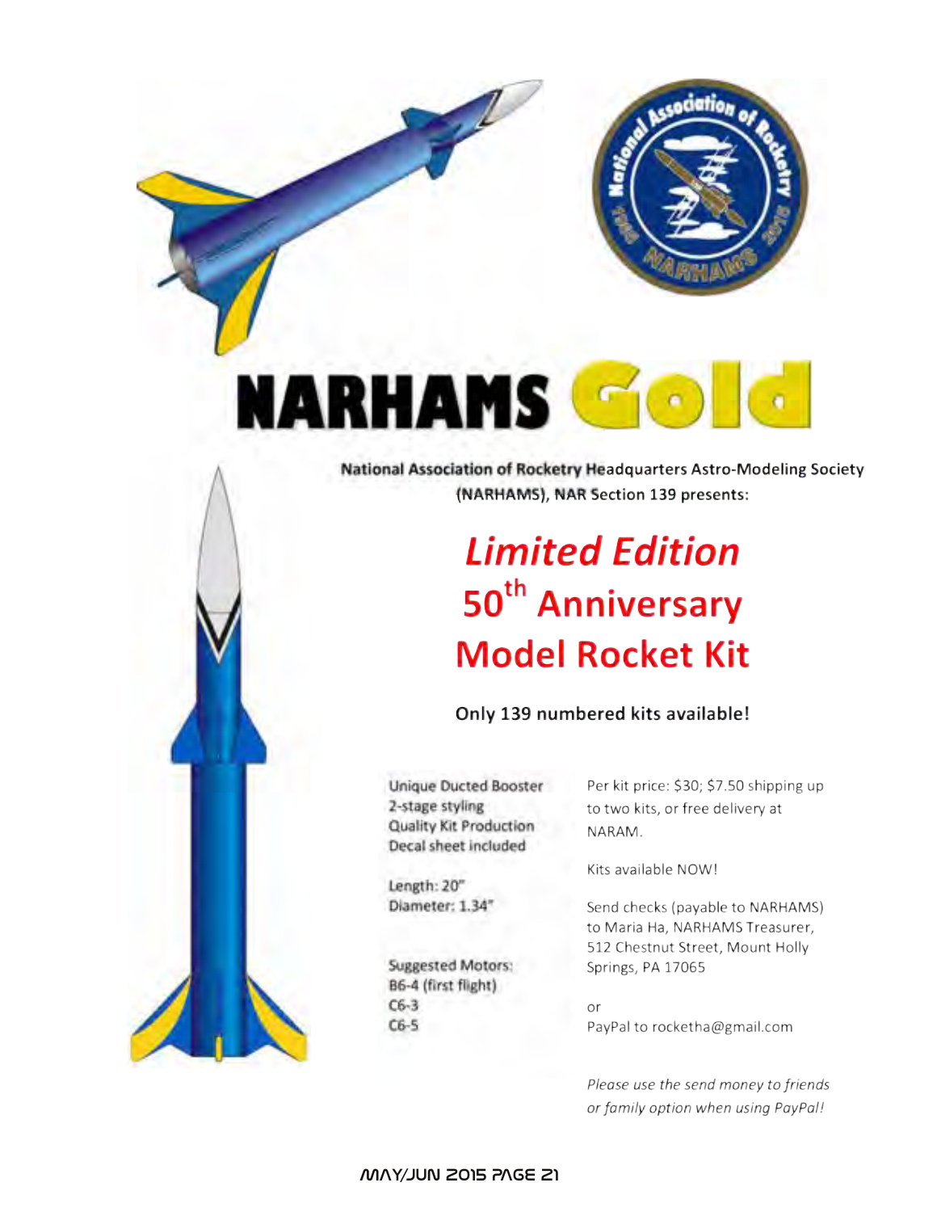# NARHAMS Gold

National Association of Rocketry Headquarters Astro-Modeling Society (NARHAMS), NAR Section 139 presents:

## Limited Edition 50th Anniversary Model Rocket Kit

**Only 139 numbered kits available!**

Unique Ducted Booster
2-stage styling
Quality Kit Production
Decal sheet included

Length: 20"
Diameter: 1.34"

Suggested Motors:
B6-4 (first flight)
C6-3
C6-5

Per kit price: $30; $7.50 shipping up to two kits, or free delivery at NARAM.

Kits available NOW!

Send checks (payable to NARHAMS) to Maria Ha, NARHAMS Treasurer, 512 Chestnut Street, Mount Holly Springs, PA 17065

or

PayPal to rocketha@gmail.com

*Please use the send money to friends or family option when using PayPal!*